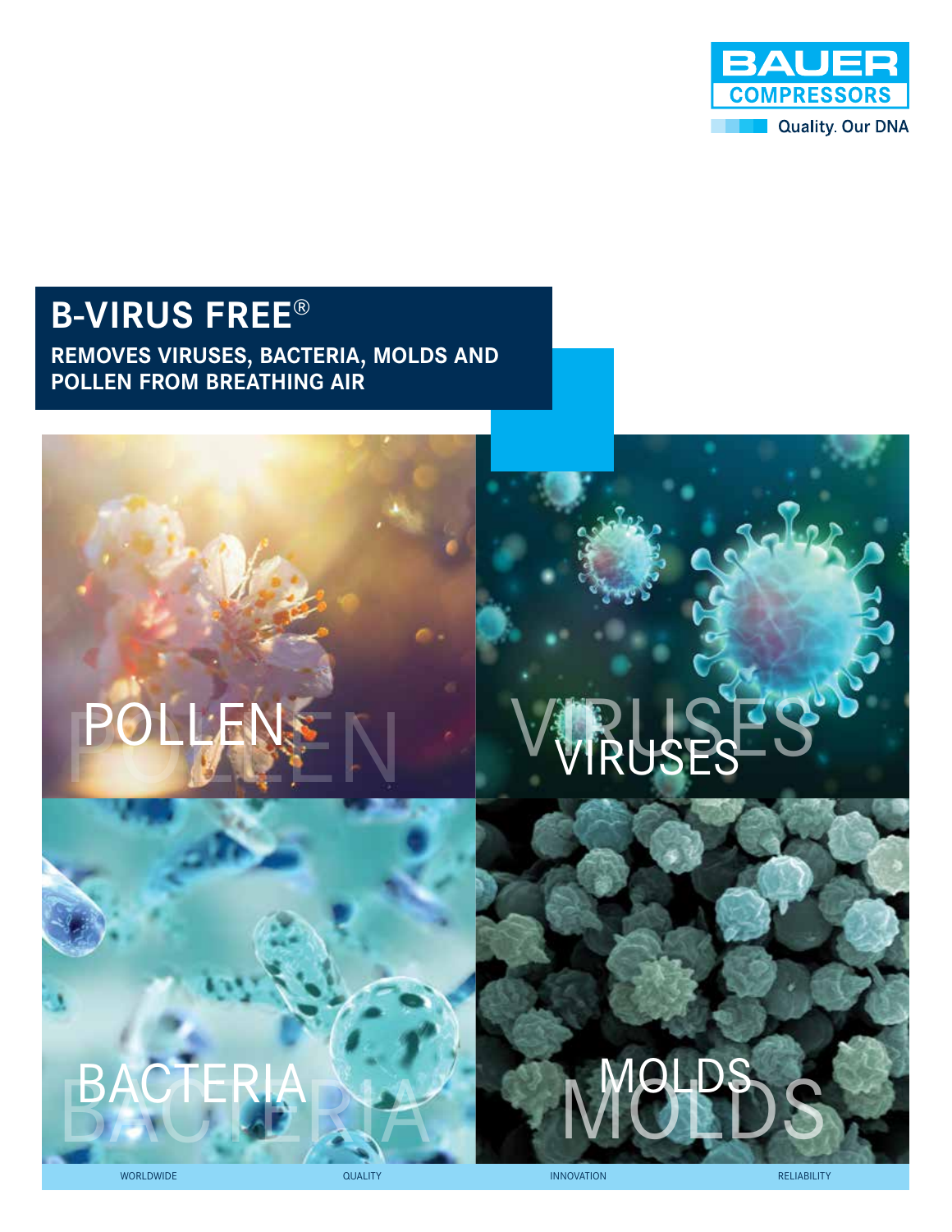BAUER COMPRESSORS

Quality. Our DNA

# B-VIRUS FREE®

## REMOVES VIRUSES, BACTERIA, MOLDS AND POLLEN FROM BREATHING AIR

POLLEN

VIRUSES

BACTERIA

MOLDS

WORLDWIDE QUALITY INNOVATION RELIABILITY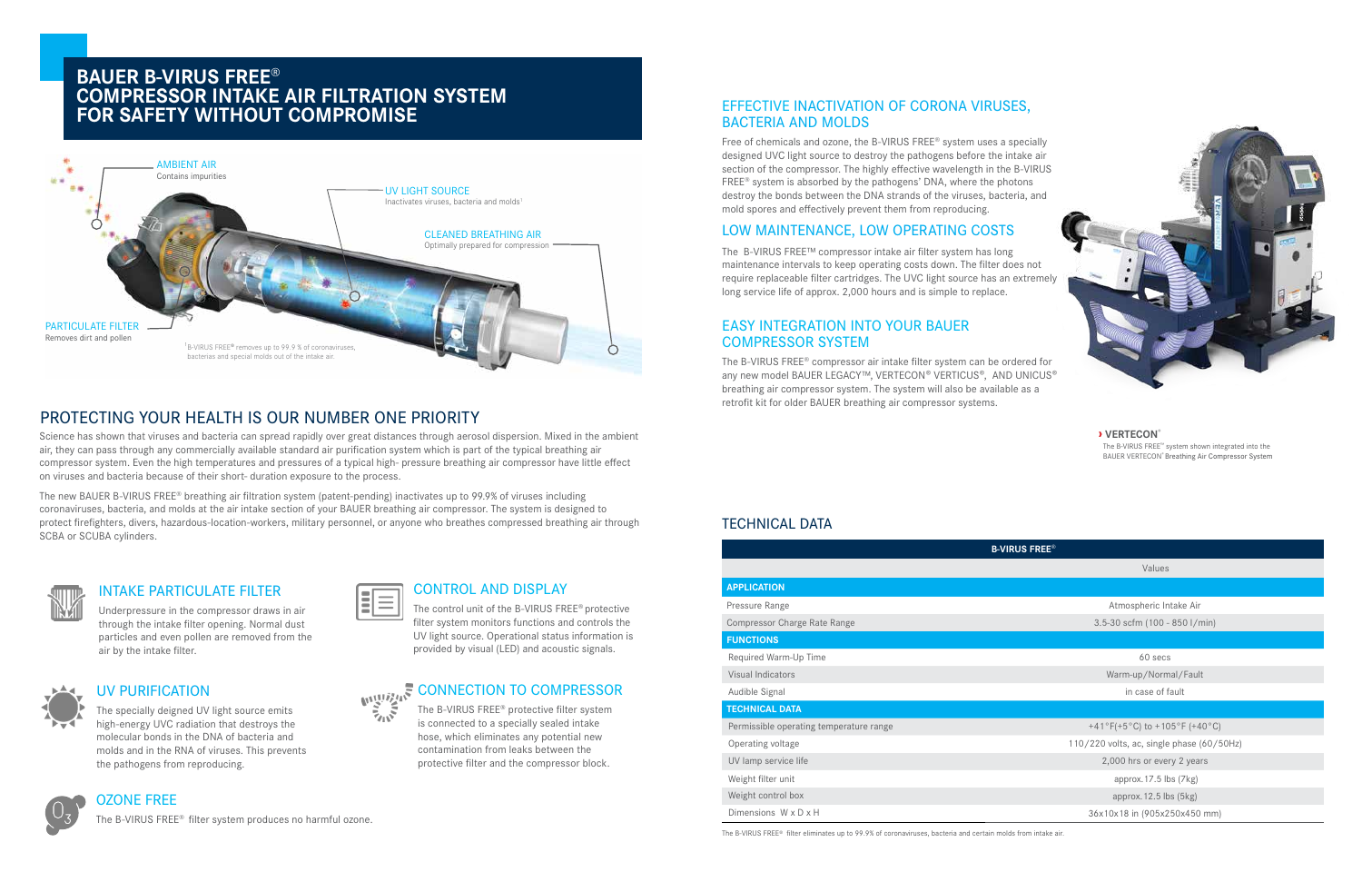# BAUER B-VIRUS FREE® COMPRESSOR INTAKE AIR FILTRATION SYSTEM FOR SAFETY WITHOUT COMPROMISE

AMBIENT AIR
Contains impurities

UV LIGHT SOURCE
Inactivates viruses, bacteria and molds[1]

CLEANED BREATHING AIR
Optimally prepared for compression

PARTICULATE FILTER
Removes dirt and pollen

[1]B-VIRUS FREE® removes up to 99.9 % of coronaviruses, bacterias and special molds out of the intake air.

## PROTECTING YOUR HEALTH IS OUR NUMBER ONE PRIORITY

Science has shown that viruses and bacteria can spread rapidly over great distances through aerosol dispersion. Mixed in the ambient air, they can pass through any commercially available standard air purification system which is part of the typical breathing air compressor system. Even the high temperatures and pressures of a typical high- pressure breathing air compressor have little effect on viruses and bacteria because of their short- duration exposure to the process.

The new BAUER B-VIRUS FREE® breathing air filtration system (patent-pending) inactivates up to 99.9% of viruses including coronaviruses, bacteria, and molds at the air intake section of your BAUER breathing air compressor. The system is designed to protect firefighters, divers, hazardous-location-workers, military personnel, or anyone who breathes compressed breathing air through SCBA or SCUBA cylinders.

### INTAKE PARTICULATE FILTER

Underpressure in the compressor draws in air through the intake filter opening. Normal dust particles and even pollen are removed from the air by the intake filter.

### UV PURIFICATION

The specially deigned UV light source emits high-energy UVC radiation that destroys the molecular bonds in the DNA of bacteria and molds and in the RNA of viruses. This prevents the pathogens from reproducing.

### OZONE FREE

The B-VIRUS FREE® filter system produces no harmful ozone.

### CONTROL AND DISPLAY

The control unit of the B-VIRUS FREE® protective filter system monitors functions and controls the UV light source. Operational status information is provided by visual (LED) and acoustic signals.

### CONNECTION TO COMPRESSOR

The B-VIRUS FREE® protective filter system is connected to a specially sealed intake hose, which eliminates any potential new contamination from leaks between the protective filter and the compressor block.

## EFFECTIVE INACTIVATION OF CORONA VIRUSES, BACTERIA AND MOLDS

Free of chemicals and ozone, the B-VIRUS FREE® system uses a specially designed UVC light source to destroy the pathogens before the intake air section of the compressor. The highly effective wavelength in the B-VIRUS FREE® system is absorbed by the pathogens' DNA, where the photons destroy the bonds between the DNA strands of the viruses, bacteria, and mold spores and effectively prevent them from reproducing.

## LOW MAINTENANCE, LOW OPERATING COSTS

The B-VIRUS FREE™ compressor intake air filter system has long maintenance intervals to keep operating costs down. The filter does not require replaceable filter cartridges. The UVC light source has an extremely long service life of approx. 2,000 hours and is simple to replace.

## EASY INTEGRATION INTO YOUR BAUER COMPRESSOR SYSTEM

The B-VIRUS FREE® compressor air intake filter system can be ordered for any new model BAUER LEGACY™, VERTECON® VERTICUS®, AND UNICUS® breathing air compressor system. The system will also be available as a retrofit kit for older BAUER breathing air compressor systems.

**› VERTECON®**
The B-VIRUS FREE® system shown integrated into the BAUER VERTECON® Breathing Air Compressor System

## TECHNICAL DATA

| B-VIRUS FREE® | |
|---|---|
| | Values |
| **APPLICATION** | |
| Pressure Range | Atmospheric Intake Air |
| Compressor Charge Rate Range | 3.5-30 scfm (100 - 850 l/min) |
| **FUNCTIONS** | |
| Required Warm-Up Time | 60 secs |
| Visual Indicators | Warm-up/Normal/Fault |
| Audible Signal | in case of fault |
| **TECHNICAL DATA** | |
| Permissible operating temperature range | +41°F(+5°C) to +105°F (+40°C) |
| Operating voltage | 110/220 volts, ac, single phase (60/50Hz) |
| UV lamp service life | 2,000 hrs or every 2 years |
| Weight filter unit | approx. 17.5 lbs (7kg) |
| Weight control box | approx. 12.5 lbs (5kg) |
| Dimensions W x D x H | 36x10x18 in (905x250x450 mm) |

The B-VIRUS FREE® filter eliminates up to 99.9% of coronaviruses, bacteria and certain molds from intake air.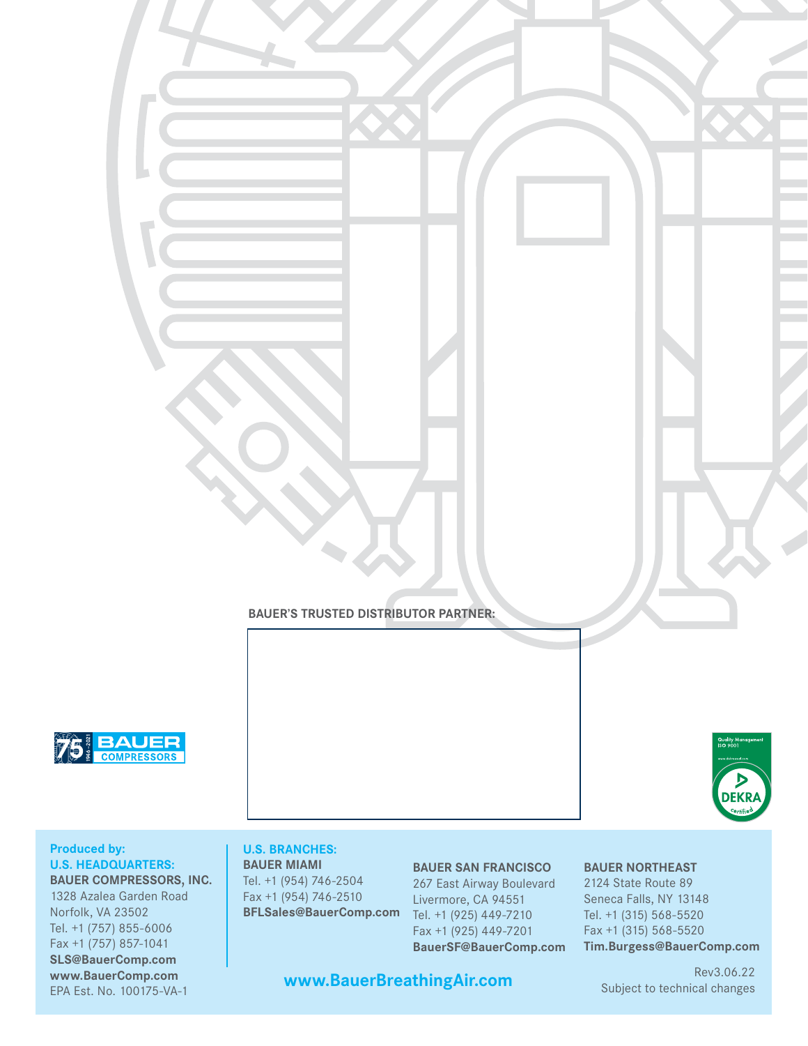BAUER'S TRUSTED DISTRIBUTOR PARTNER:

**Produced by:**
**U.S. HEADQUARTERS:**
**BAUER COMPRESSORS, INC.**
1328 Azalea Garden Road
Norfolk, VA 23502
Tel. +1 (757) 855-6006
Fax +1 (757) 857-1041
**SLS@BauerComp.com**
**www.BauerComp.com**
EPA Est. No. 100175-VA-1

**U.S. BRANCHES:**

**BAUER MIAMI**
Tel. +1 (954) 746-2504
Fax +1 (954) 746-2510
**BFLSales@BauerComp.com**

**BAUER SAN FRANCISCO**
267 East Airway Boulevard
Livermore, CA 94551
Tel. +1 (925) 449-7210
Fax +1 (925) 449-7201
**BauerSF@BauerComp.com**

**BAUER NORTHEAST**
2124 State Route 89
Seneca Falls, NY 13148
Tel. +1 (315) 568-5520
Fax +1 (315) 568-5520
**Tim.Burgess@BauerComp.com**

**www.BauerBreathingAir.com**

Rev3.06.22
Subject to technical changes